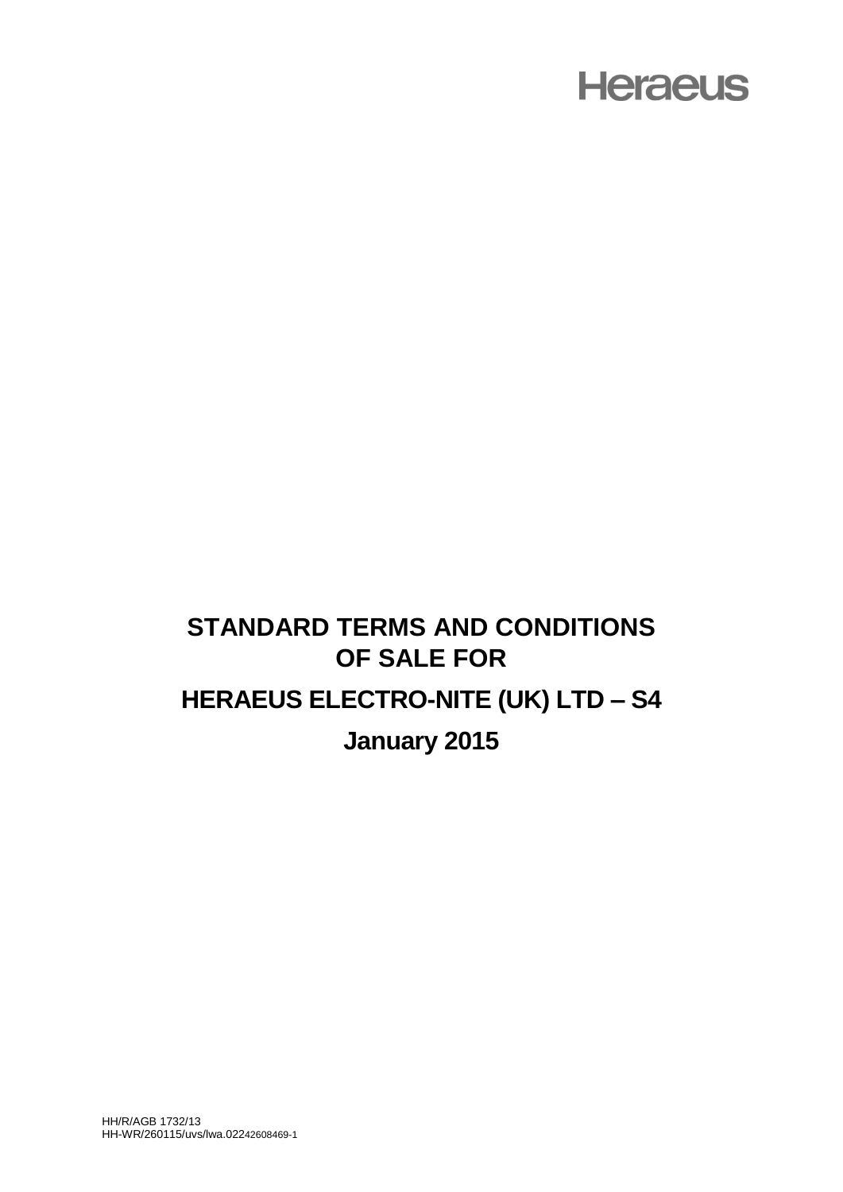Heraeus

# STANDARD TERMS AND CONDITIONS OF SALE FOR

# HERAEUS ELECTRO-NITE (UK) LTD – S4

# January 2015

HH/R/AGB 1732/13
HH-WR/260115/uvs/lwa.02242608469-1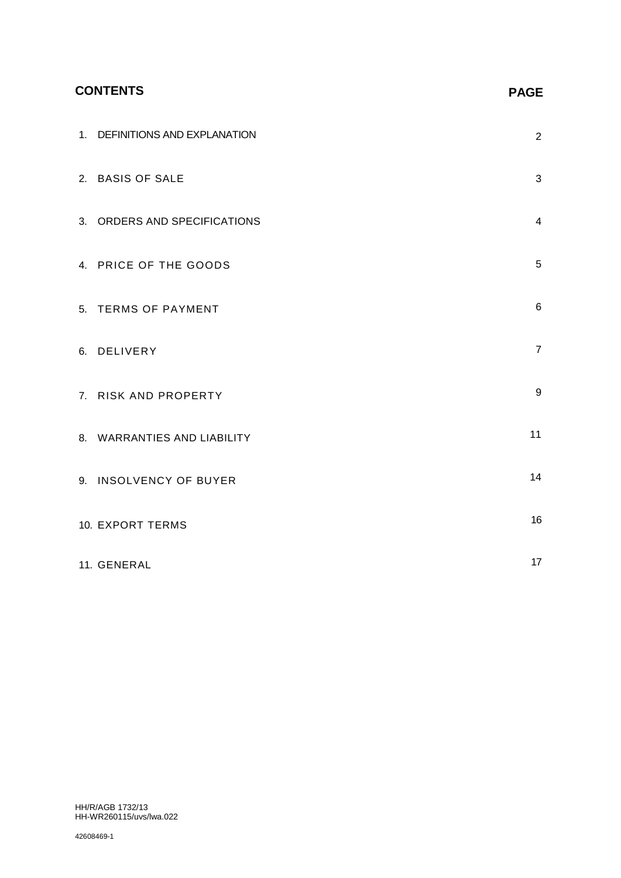## CONTENTS

| | PAGE |
|---|---|
| 1. DEFINITIONS AND EXPLANATION | 2 |
| 2. BASIS OF SALE | 3 |
| 3. ORDERS AND SPECIFICATIONS | 4 |
| 4. PRICE OF THE GOODS | 5 |
| 5. TERMS OF PAYMENT | 6 |
| 6. DELIVERY | 7 |
| 7. RISK AND PROPERTY | 9 |
| 8. WARRANTIES AND LIABILITY | 11 |
| 9. INSOLVENCY OF BUYER | 14 |
| 10. EXPORT TERMS | 16 |
| 11. GENERAL | 17 |

HH/R/AGB 1732/13
HH-WR260115/uvs/lwa.022

42608469-1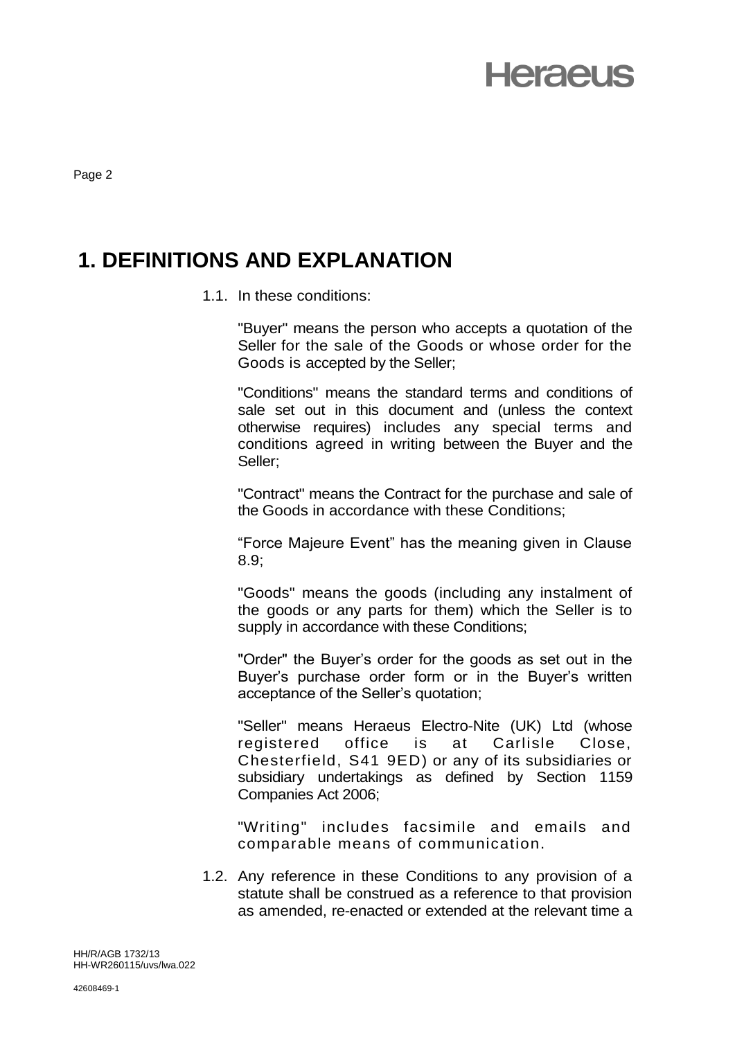# 1. DEFINITIONS AND EXPLANATION

1.1. In these conditions:

"Buyer" means the person who accepts a quotation of the Seller for the sale of the Goods or whose order for the Goods is accepted by the Seller;

"Conditions" means the standard terms and conditions of sale set out in this document and (unless the context otherwise requires) includes any special terms and conditions agreed in writing between the Buyer and the Seller;

"Contract" means the Contract for the purchase and sale of the Goods in accordance with these Conditions;

"Force Majeure Event" has the meaning given in Clause 8.9;

"Goods" means the goods (including any instalment of the goods or any parts for them) which the Seller is to supply in accordance with these Conditions;

"Order" the Buyer's order for the goods as set out in the Buyer's purchase order form or in the Buyer's written acceptance of the Seller's quotation;

"Seller" means Heraeus Electro-Nite (UK) Ltd (whose registered office is at Carlisle Close, Chesterfield, S41 9ED) or any of its subsidiaries or subsidiary undertakings as defined by Section 1159 Companies Act 2006;

"Writing" includes facsimile and emails and comparable means of communication.

1.2. Any reference in these Conditions to any provision of a statute shall be construed as a reference to that provision as amended, re-enacted or extended at the relevant time a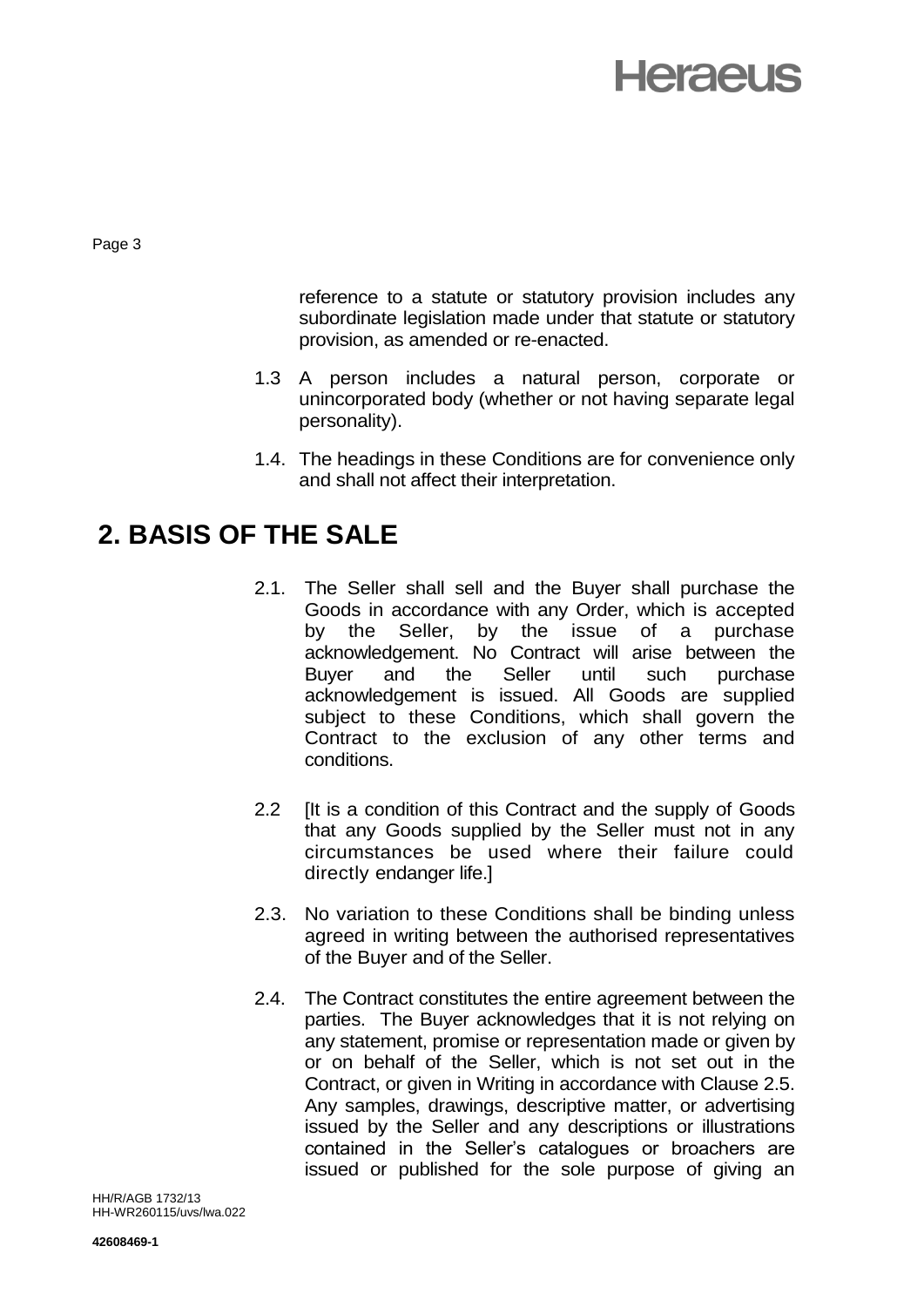reference to a statute or statutory provision includes any subordinate legislation made under that statute or statutory provision, as amended or re-enacted.

1.3 A person includes a natural person, corporate or unincorporated body (whether or not having separate legal personality).

1.4. The headings in these Conditions are for convenience only and shall not affect their interpretation.

## 2. BASIS OF THE SALE

2.1. The Seller shall sell and the Buyer shall purchase the Goods in accordance with any Order, which is accepted by the Seller, by the issue of a purchase acknowledgement. No Contract will arise between the Buyer and the Seller until such purchase acknowledgement is issued. All Goods are supplied subject to these Conditions, which shall govern the Contract to the exclusion of any other terms and conditions.

2.2 [It is a condition of this Contract and the supply of Goods that any Goods supplied by the Seller must not in any circumstances be used where their failure could directly endanger life.]

2.3. No variation to these Conditions shall be binding unless agreed in writing between the authorised representatives of the Buyer and of the Seller.

2.4. The Contract constitutes the entire agreement between the parties. The Buyer acknowledges that it is not relying on any statement, promise or representation made or given by or on behalf of the Seller, which is not set out in the Contract, or given in Writing in accordance with Clause 2.5. Any samples, drawings, descriptive matter, or advertising issued by the Seller and any descriptions or illustrations contained in the Seller's catalogues or broachers are issued or published for the sole purpose of giving an

HH/R/AGB 1732/13
HH-WR260115/uvs/lwa.022

**42608469-1**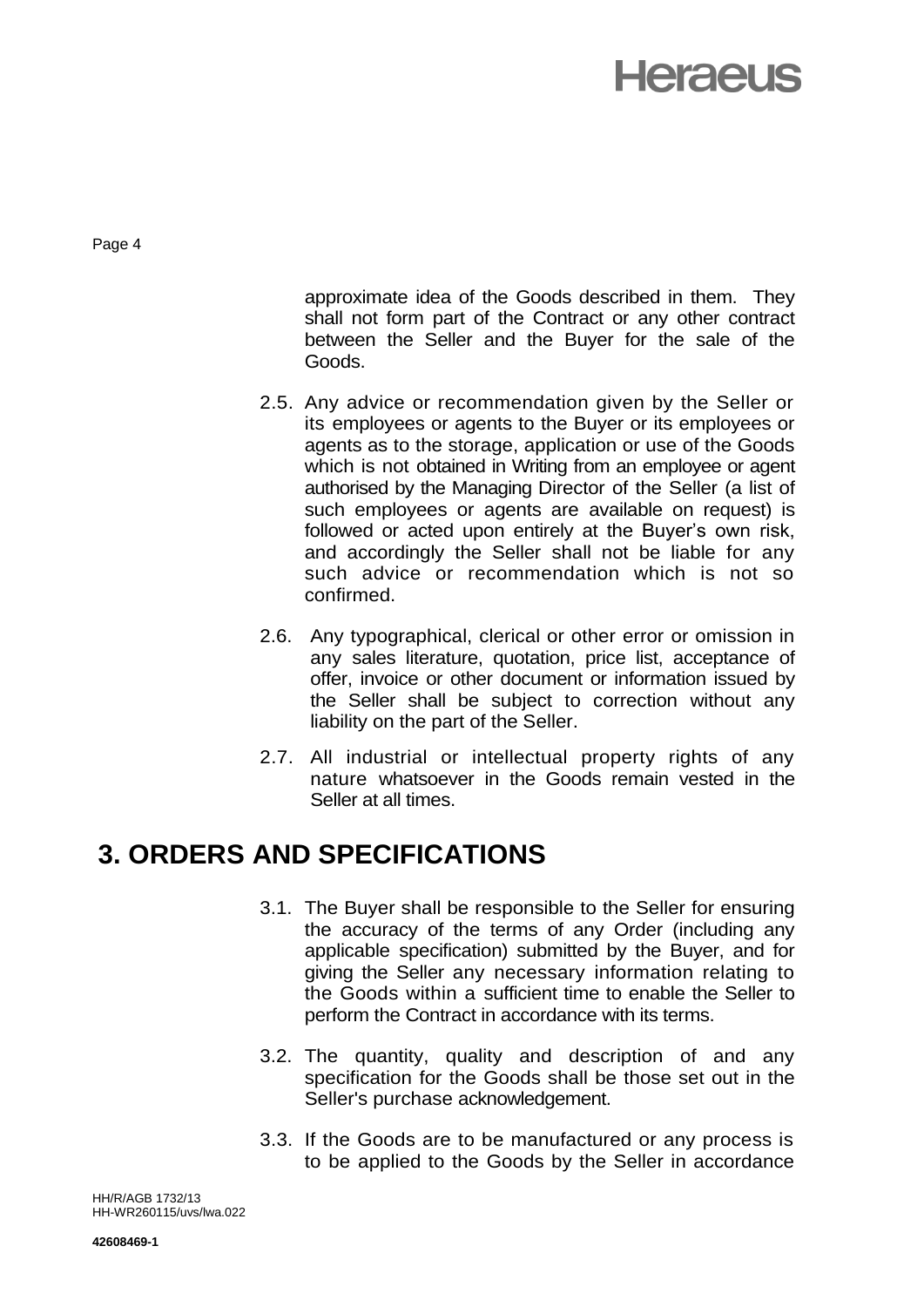approximate idea of the Goods described in them. They shall not form part of the Contract or any other contract between the Seller and the Buyer for the sale of the Goods.

2.5. Any advice or recommendation given by the Seller or its employees or agents to the Buyer or its employees or agents as to the storage, application or use of the Goods which is not obtained in Writing from an employee or agent authorised by the Managing Director of the Seller (a list of such employees or agents are available on request) is followed or acted upon entirely at the Buyer's own risk, and accordingly the Seller shall not be liable for any such advice or recommendation which is not so confirmed.

2.6. Any typographical, clerical or other error or omission in any sales literature, quotation, price list, acceptance of offer, invoice or other document or information issued by the Seller shall be subject to correction without any liability on the part of the Seller.

2.7. All industrial or intellectual property rights of any nature whatsoever in the Goods remain vested in the Seller at all times.

# 3. ORDERS AND SPECIFICATIONS

3.1. The Buyer shall be responsible to the Seller for ensuring the accuracy of the terms of any Order (including any applicable specification) submitted by the Buyer, and for giving the Seller any necessary information relating to the Goods within a sufficient time to enable the Seller to perform the Contract in accordance with its terms.

3.2. The quantity, quality and description of and any specification for the Goods shall be those set out in the Seller's purchase acknowledgement.

3.3. If the Goods are to be manufactured or any process is to be applied to the Goods by the Seller in accordance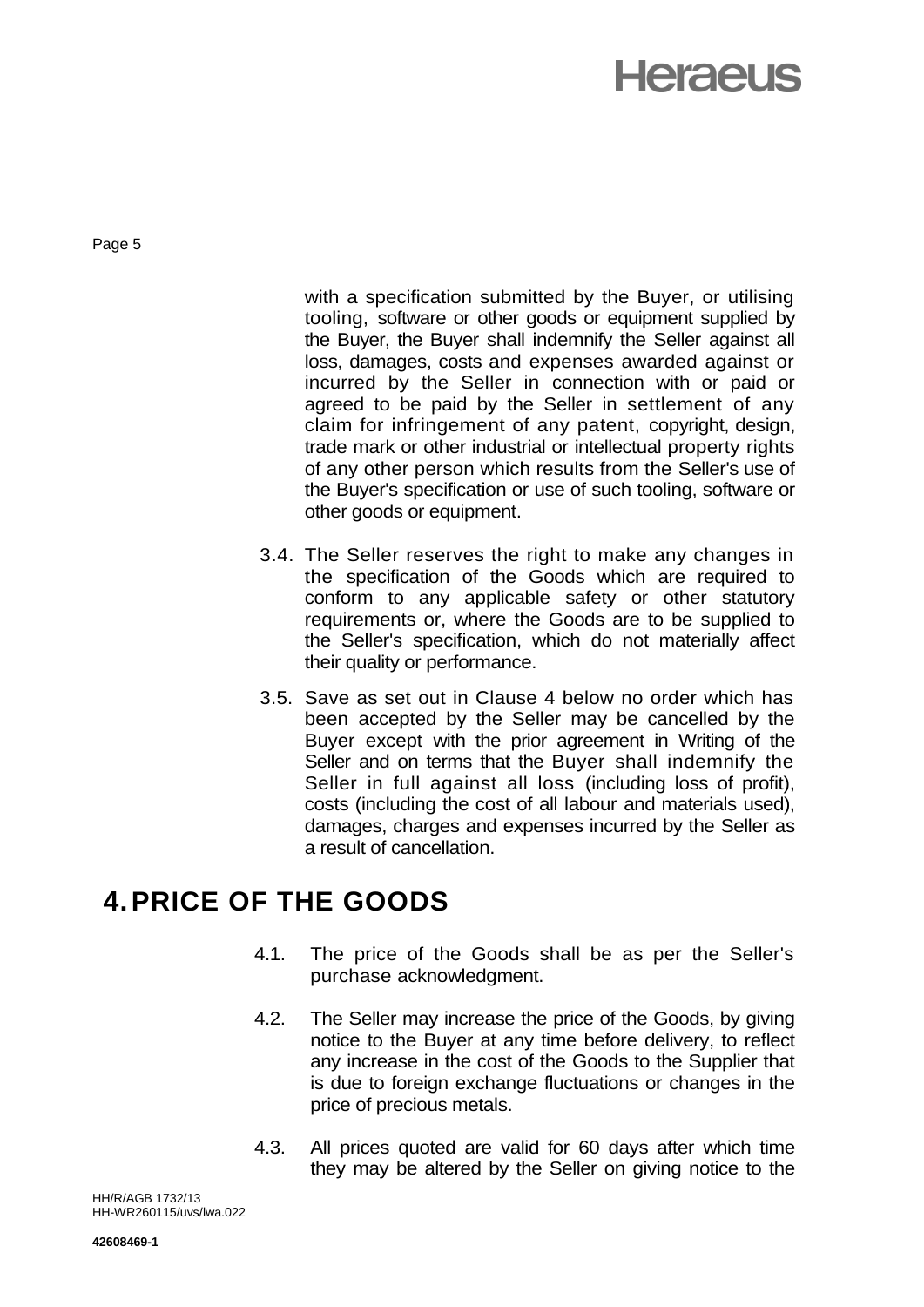with a specification submitted by the Buyer, or utilising tooling, software or other goods or equipment supplied by the Buyer, the Buyer shall indemnify the Seller against all loss, damages, costs and expenses awarded against or incurred by the Seller in connection with or paid or agreed to be paid by the Seller in settlement of any claim for infringement of any patent, copyright, design, trade mark or other industrial or intellectual property rights of any other person which results from the Seller's use of the Buyer's specification or use of such tooling, software or other goods or equipment.

3.4. The Seller reserves the right to make any changes in the specification of the Goods which are required to conform to any applicable safety or other statutory requirements or, where the Goods are to be supplied to the Seller's specification, which do not materially affect their quality or performance.

3.5. Save as set out in Clause 4 below no order which has been accepted by the Seller may be cancelled by the Buyer except with the prior agreement in Writing of the Seller and on terms that the Buyer shall indemnify the Seller in full against all loss (including loss of profit), costs (including the cost of all labour and materials used), damages, charges and expenses incurred by the Seller as a result of cancellation.

## 4. PRICE OF THE GOODS

4.1. The price of the Goods shall be as per the Seller's purchase acknowledgment.

4.2. The Seller may increase the price of the Goods, by giving notice to the Buyer at any time before delivery, to reflect any increase in the cost of the Goods to the Supplier that is due to foreign exchange fluctuations or changes in the price of precious metals.

4.3. All prices quoted are valid for 60 days after which time they may be altered by the Seller on giving notice to the

HH/R/AGB 1732/13
HH-WR260115/uvs/lwa.022

**42608469-1**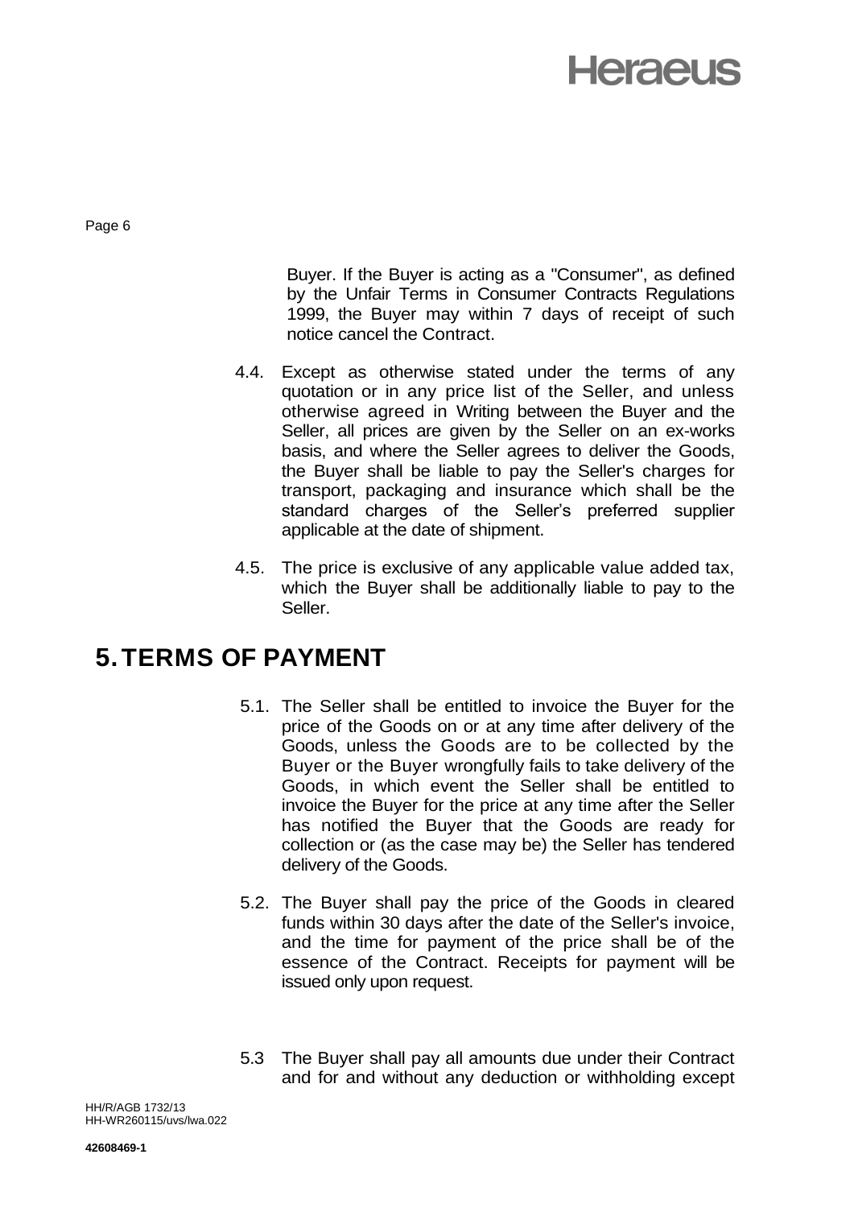Buyer. If the Buyer is acting as a "Consumer", as defined by the Unfair Terms in Consumer Contracts Regulations 1999, the Buyer may within 7 days of receipt of such notice cancel the Contract.

4.4. Except as otherwise stated under the terms of any quotation or in any price list of the Seller, and unless otherwise agreed in Writing between the Buyer and the Seller, all prices are given by the Seller on an ex-works basis, and where the Seller agrees to deliver the Goods, the Buyer shall be liable to pay the Seller's charges for transport, packaging and insurance which shall be the standard charges of the Seller's preferred supplier applicable at the date of shipment.

4.5. The price is exclusive of any applicable value added tax, which the Buyer shall be additionally liable to pay to the Seller.

# 5. TERMS OF PAYMENT

5.1. The Seller shall be entitled to invoice the Buyer for the price of the Goods on or at any time after delivery of the Goods, unless the Goods are to be collected by the Buyer or the Buyer wrongfully fails to take delivery of the Goods, in which event the Seller shall be entitled to invoice the Buyer for the price at any time after the Seller has notified the Buyer that the Goods are ready for collection or (as the case may be) the Seller has tendered delivery of the Goods.

5.2. The Buyer shall pay the price of the Goods in cleared funds within 30 days after the date of the Seller's invoice, and the time for payment of the price shall be of the essence of the Contract. Receipts for payment will be issued only upon request.

5.3 The Buyer shall pay all amounts due under their Contract and for and without any deduction or withholding except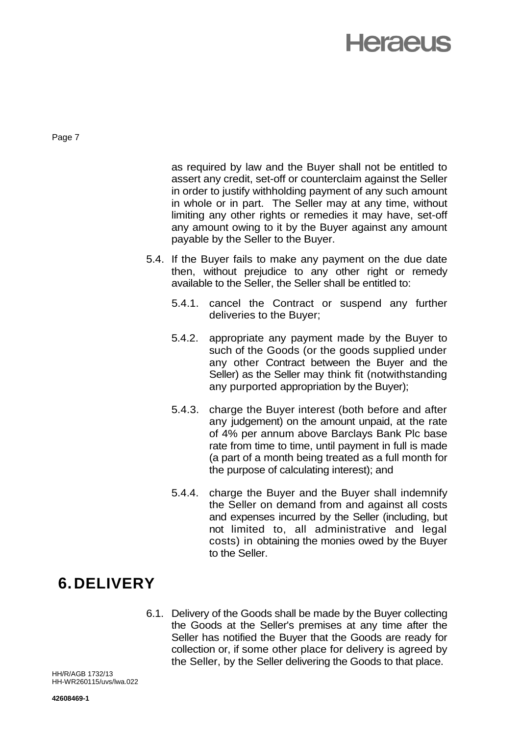as required by law and the Buyer shall not be entitled to assert any credit, set-off or counterclaim against the Seller in order to justify withholding payment of any such amount in whole or in part. The Seller may at any time, without limiting any other rights or remedies it may have, set-off any amount owing to it by the Buyer against any amount payable by the Seller to the Buyer.

5.4. If the Buyer fails to make any payment on the due date then, without prejudice to any other right or remedy available to the Seller, the Seller shall be entitled to:

5.4.1. cancel the Contract or suspend any further deliveries to the Buyer;

5.4.2. appropriate any payment made by the Buyer to such of the Goods (or the goods supplied under any other Contract between the Buyer and the Seller) as the Seller may think fit (notwithstanding any purported appropriation by the Buyer);

5.4.3. charge the Buyer interest (both before and after any judgement) on the amount unpaid, at the rate of 4% per annum above Barclays Bank Plc base rate from time to time, until payment in full is made (a part of a month being treated as a full month for the purpose of calculating interest); and

5.4.4. charge the Buyer and the Buyer shall indemnify the Seller on demand from and against all costs and expenses incurred by the Seller (including, but not limited to, all administrative and legal costs) in obtaining the monies owed by the Buyer to the Seller.

# 6. DELIVERY

6.1. Delivery of the Goods shall be made by the Buyer collecting the Goods at the Seller's premises at any time after the Seller has notified the Buyer that the Goods are ready for collection or, if some other place for delivery is agreed by the Seller, by the Seller delivering the Goods to that place.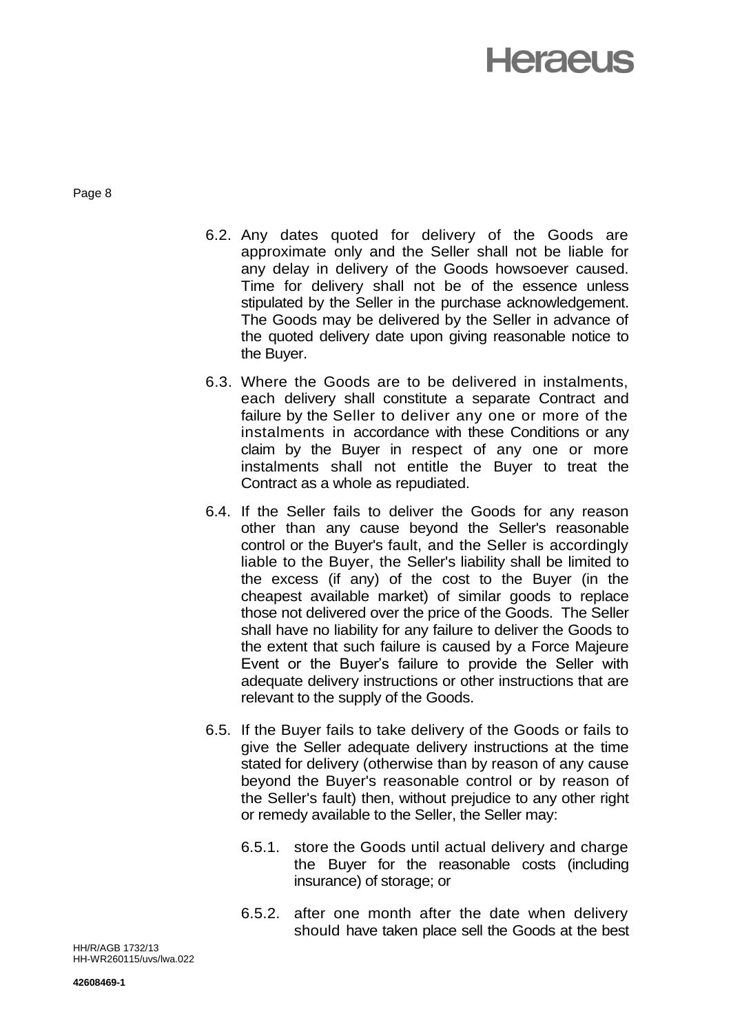6.2. Any dates quoted for delivery of the Goods are approximate only and the Seller shall not be liable for any delay in delivery of the Goods howsoever caused. Time for delivery shall not be of the essence unless stipulated by the Seller in the purchase acknowledgement. The Goods may be delivered by the Seller in advance of the quoted delivery date upon giving reasonable notice to the Buyer.

6.3. Where the Goods are to be delivered in instalments, each delivery shall constitute a separate Contract and failure by the Seller to deliver any one or more of the instalments in accordance with these Conditions or any claim by the Buyer in respect of any one or more instalments shall not entitle the Buyer to treat the Contract as a whole as repudiated.

6.4. If the Seller fails to deliver the Goods for any reason other than any cause beyond the Seller's reasonable control or the Buyer's fault, and the Seller is accordingly liable to the Buyer, the Seller's liability shall be limited to the excess (if any) of the cost to the Buyer (in the cheapest available market) of similar goods to replace those not delivered over the price of the Goods. The Seller shall have no liability for any failure to deliver the Goods to the extent that such failure is caused by a Force Majeure Event or the Buyer's failure to provide the Seller with adequate delivery instructions or other instructions that are relevant to the supply of the Goods.

6.5. If the Buyer fails to take delivery of the Goods or fails to give the Seller adequate delivery instructions at the time stated for delivery (otherwise than by reason of any cause beyond the Buyer's reasonable control or by reason of the Seller's fault) then, without prejudice to any other right or remedy available to the Seller, the Seller may:

6.5.1. store the Goods until actual delivery and charge the Buyer for the reasonable costs (including insurance) of storage; or

6.5.2. after one month after the date when delivery should have taken place sell the Goods at the best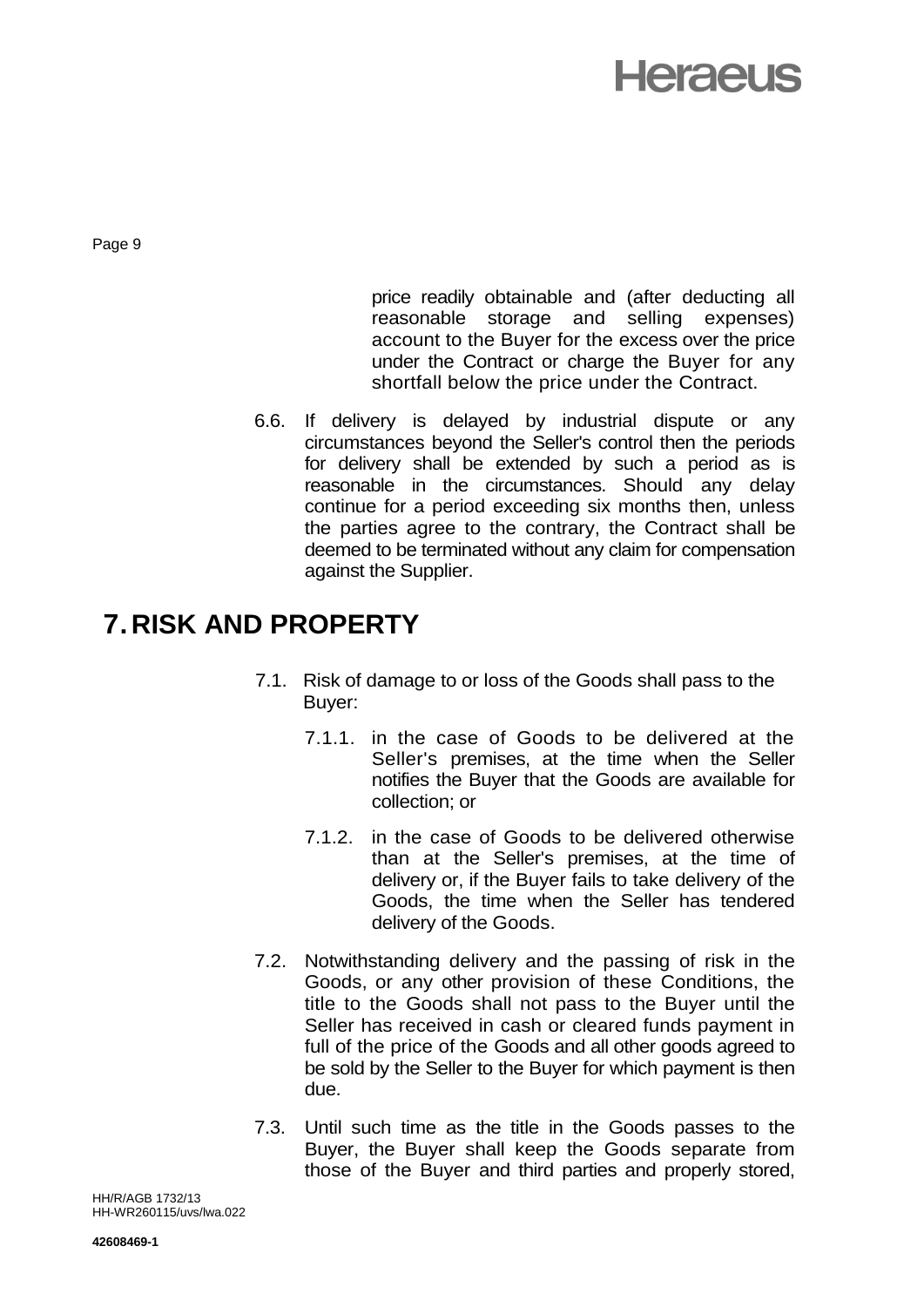price readily obtainable and (after deducting all reasonable storage and selling expenses) account to the Buyer for the excess over the price under the Contract or charge the Buyer for any shortfall below the price under the Contract.

6.6. If delivery is delayed by industrial dispute or any circumstances beyond the Seller's control then the periods for delivery shall be extended by such a period as is reasonable in the circumstances. Should any delay continue for a period exceeding six months then, unless the parties agree to the contrary, the Contract shall be deemed to be terminated without any claim for compensation against the Supplier.

# 7. RISK AND PROPERTY

7.1. Risk of damage to or loss of the Goods shall pass to the Buyer:

7.1.1. in the case of Goods to be delivered at the Seller's premises, at the time when the Seller notifies the Buyer that the Goods are available for collection; or

7.1.2. in the case of Goods to be delivered otherwise than at the Seller's premises, at the time of delivery or, if the Buyer fails to take delivery of the Goods, the time when the Seller has tendered delivery of the Goods.

7.2. Notwithstanding delivery and the passing of risk in the Goods, or any other provision of these Conditions, the title to the Goods shall not pass to the Buyer until the Seller has received in cash or cleared funds payment in full of the price of the Goods and all other goods agreed to be sold by the Seller to the Buyer for which payment is then due.

7.3. Until such time as the title in the Goods passes to the Buyer, the Buyer shall keep the Goods separate from those of the Buyer and third parties and properly stored,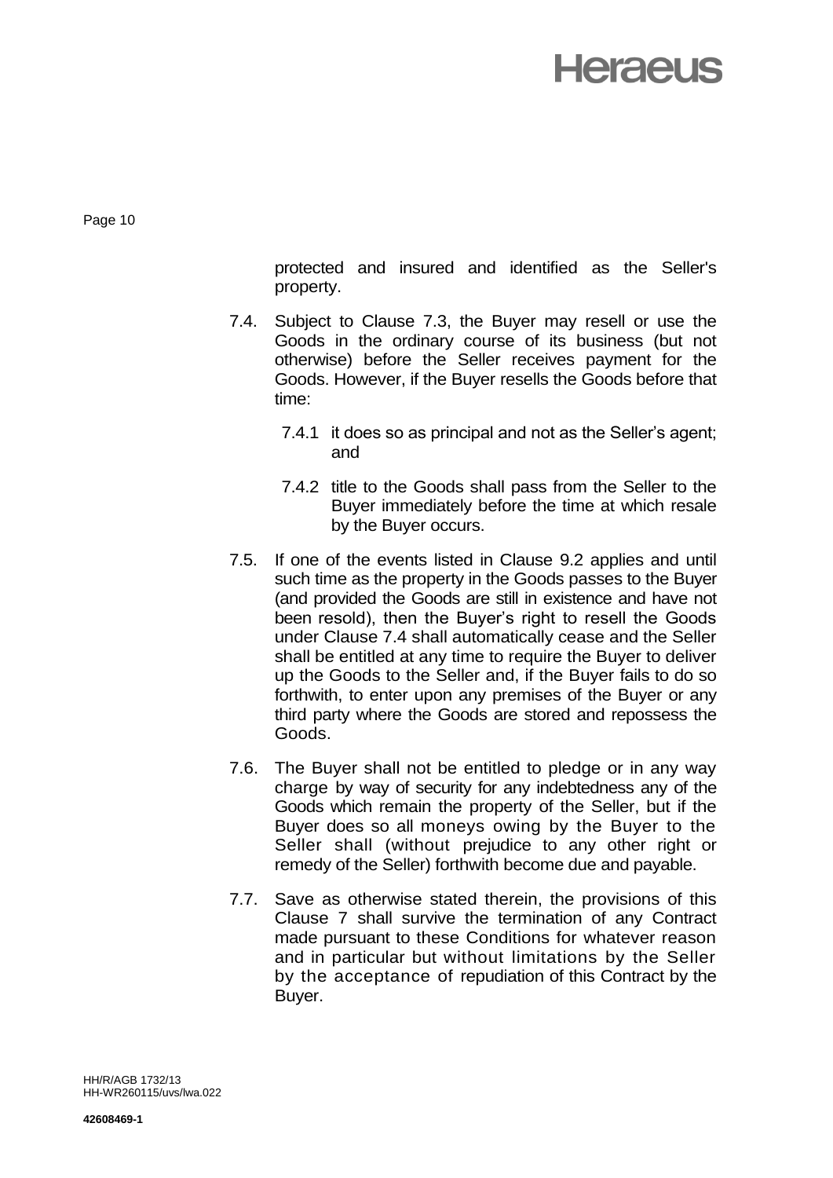protected and insured and identified as the Seller's property.

7.4. Subject to Clause 7.3, the Buyer may resell or use the Goods in the ordinary course of its business (but not otherwise) before the Seller receives payment for the Goods. However, if the Buyer resells the Goods before that time:

 7.4.1 it does so as principal and not as the Seller's agent; and

 7.4.2 title to the Goods shall pass from the Seller to the Buyer immediately before the time at which resale by the Buyer occurs.

7.5. If one of the events listed in Clause 9.2 applies and until such time as the property in the Goods passes to the Buyer (and provided the Goods are still in existence and have not been resold), then the Buyer's right to resell the Goods under Clause 7.4 shall automatically cease and the Seller shall be entitled at any time to require the Buyer to deliver up the Goods to the Seller and, if the Buyer fails to do so forthwith, to enter upon any premises of the Buyer or any third party where the Goods are stored and repossess the Goods.

7.6. The Buyer shall not be entitled to pledge or in any way charge by way of security for any indebtedness any of the Goods which remain the property of the Seller, but if the Buyer does so all moneys owing by the Buyer to the Seller shall (without prejudice to any other right or remedy of the Seller) forthwith become due and payable.

7.7. Save as otherwise stated therein, the provisions of this Clause 7 shall survive the termination of any Contract made pursuant to these Conditions for whatever reason and in particular but without limitations by the Seller by the acceptance of repudiation of this Contract by the Buyer.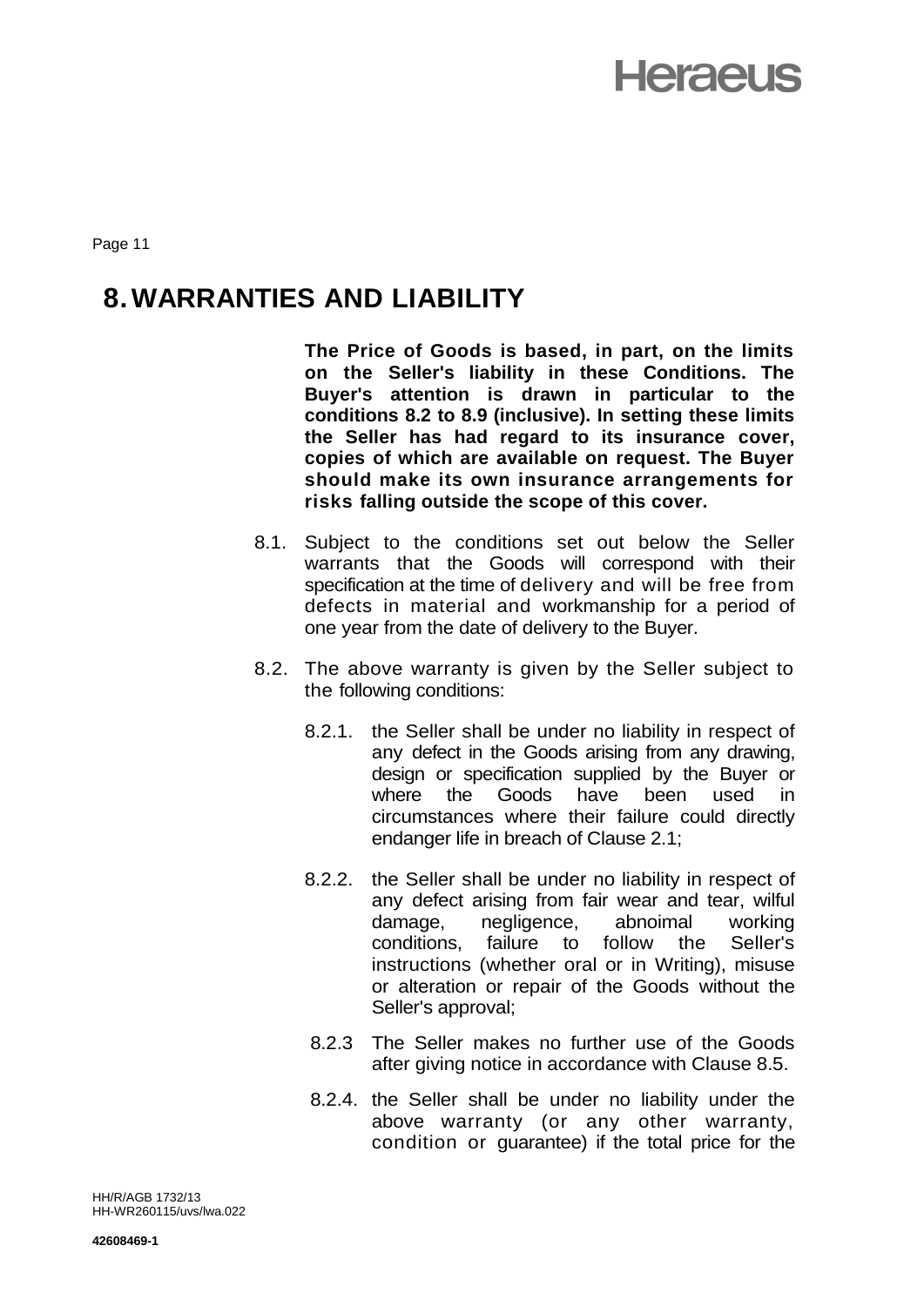# 8. WARRANTIES AND LIABILITY

**The Price of Goods is based, in part, on the limits on the Seller's liability in these Conditions. The Buyer's attention is drawn in particular to the conditions 8.2 to 8.9 (inclusive). In setting these limits the Seller has had regard to its insurance cover, copies of which are available on request. The Buyer should make its own insurance arrangements for risks falling outside the scope of this cover.**

8.1. Subject to the conditions set out below the Seller warrants that the Goods will correspond with their specification at the time of delivery and will be free from defects in material and workmanship for a period of one year from the date of delivery to the Buyer.

8.2. The above warranty is given by the Seller subject to the following conditions:

8.2.1. the Seller shall be under no liability in respect of any defect in the Goods arising from any drawing, design or specification supplied by the Buyer or where the Goods have been used in circumstances where their failure could directly endanger life in breach of Clause 2.1;

8.2.2. the Seller shall be under no liability in respect of any defect arising from fair wear and tear, wilful damage, negligence, abnoimal working conditions, failure to follow the Seller's instructions (whether oral or in Writing), misuse or alteration or repair of the Goods without the Seller's approval;

8.2.3 The Seller makes no further use of the Goods after giving notice in accordance with Clause 8.5.

8.2.4. the Seller shall be under no liability under the above warranty (or any other warranty, condition or guarantee) if the total price for the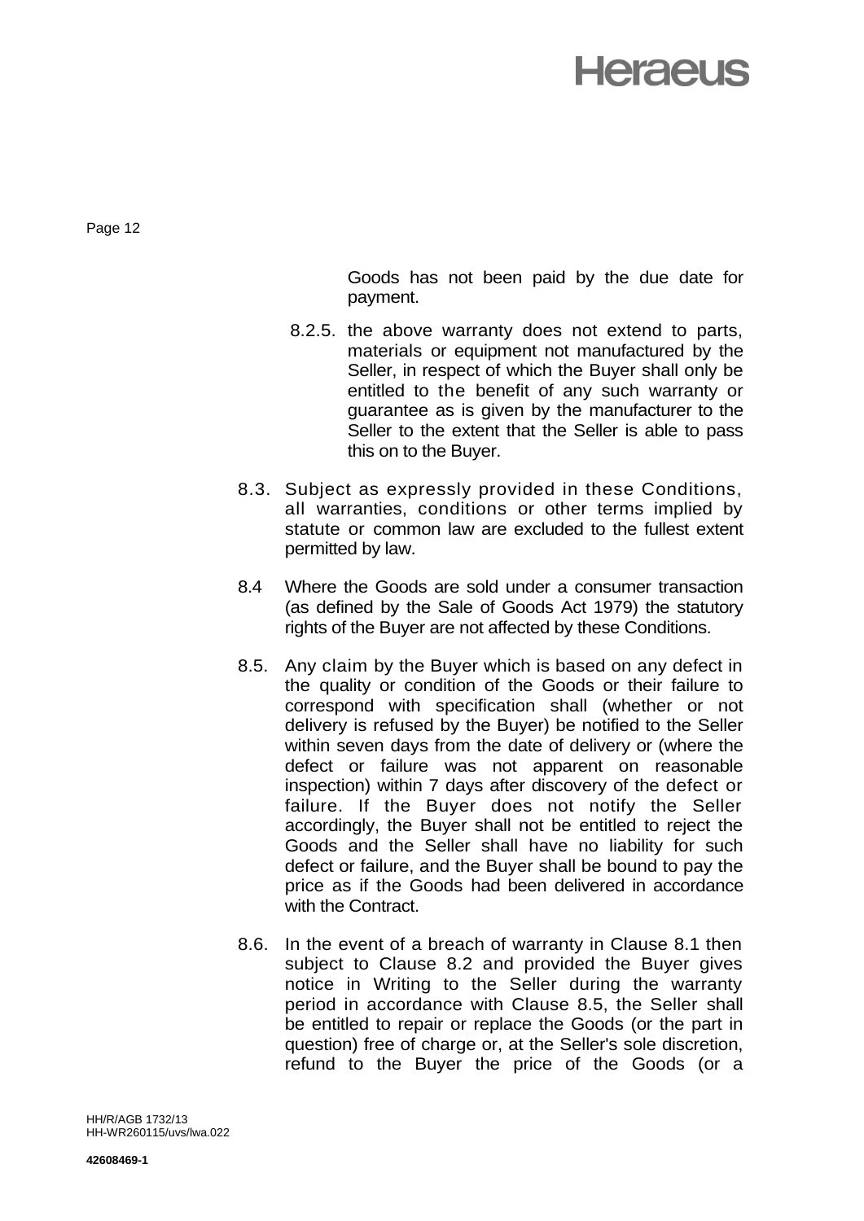Goods has not been paid by the due date for payment.

8.2.5. the above warranty does not extend to parts, materials or equipment not manufactured by the Seller, in respect of which the Buyer shall only be entitled to the benefit of any such warranty or guarantee as is given by the manufacturer to the Seller to the extent that the Seller is able to pass this on to the Buyer.

8.3. Subject as expressly provided in these Conditions, all warranties, conditions or other terms implied by statute or common law are excluded to the fullest extent permitted by law.

8.4 Where the Goods are sold under a consumer transaction (as defined by the Sale of Goods Act 1979) the statutory rights of the Buyer are not affected by these Conditions.

8.5. Any claim by the Buyer which is based on any defect in the quality or condition of the Goods or their failure to correspond with specification shall (whether or not delivery is refused by the Buyer) be notified to the Seller within seven days from the date of delivery or (where the defect or failure was not apparent on reasonable inspection) within 7 days after discovery of the defect or failure. If the Buyer does not notify the Seller accordingly, the Buyer shall not be entitled to reject the Goods and the Seller shall have no liability for such defect or failure, and the Buyer shall be bound to pay the price as if the Goods had been delivered in accordance with the Contract.

8.6. In the event of a breach of warranty in Clause 8.1 then subject to Clause 8.2 and provided the Buyer gives notice in Writing to the Seller during the warranty period in accordance with Clause 8.5, the Seller shall be entitled to repair or replace the Goods (or the part in question) free of charge or, at the Seller's sole discretion, refund to the Buyer the price of the Goods (or a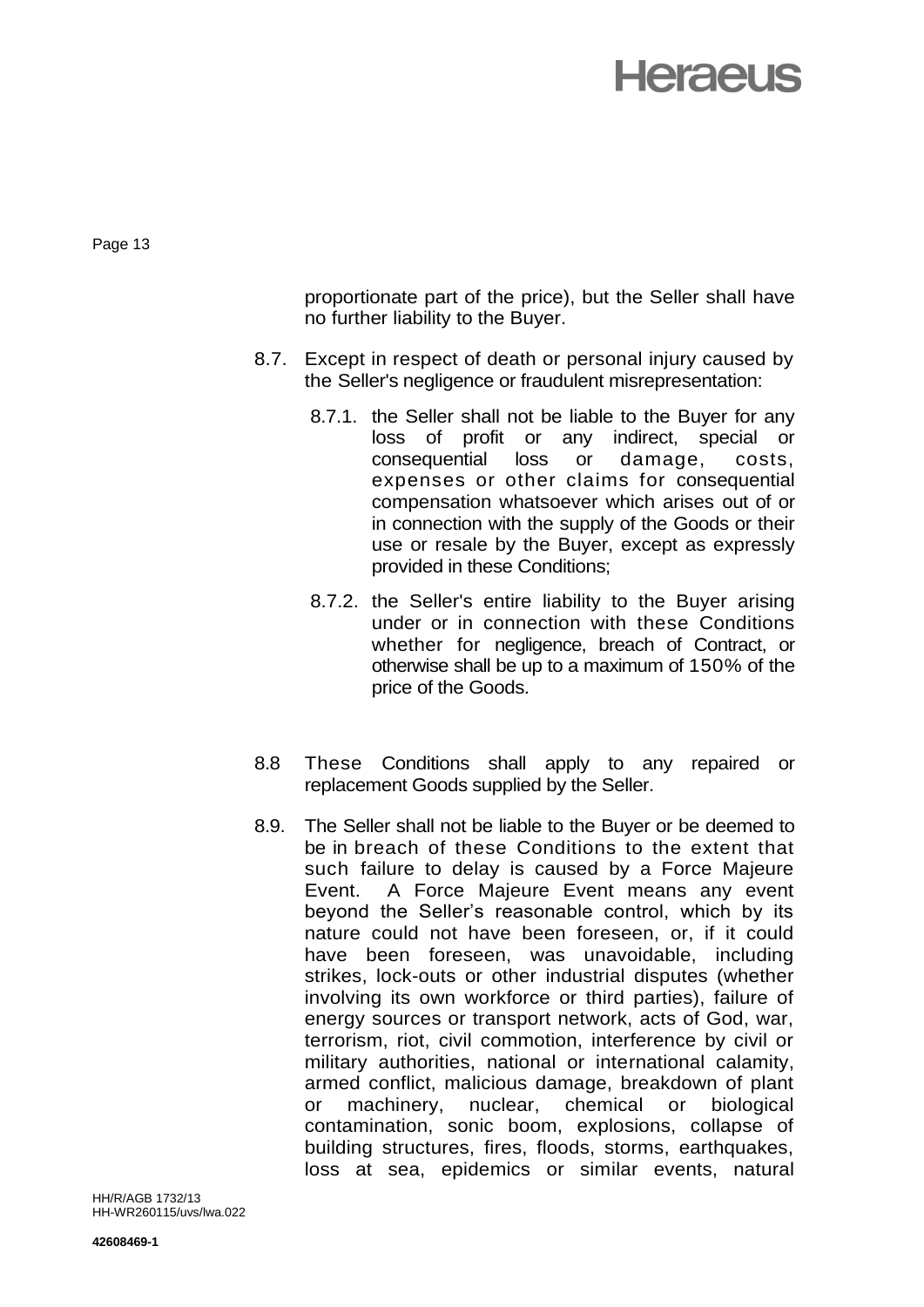proportionate part of the price), but the Seller shall have no further liability to the Buyer.

8.7. Except in respect of death or personal injury caused by the Seller's negligence or fraudulent misrepresentation:

8.7.1. the Seller shall not be liable to the Buyer for any loss of profit or any indirect, special or consequential loss or damage, costs, expenses or other claims for consequential compensation whatsoever which arises out of or in connection with the supply of the Goods or their use or resale by the Buyer, except as expressly provided in these Conditions;

8.7.2. the Seller's entire liability to the Buyer arising under or in connection with these Conditions whether for negligence, breach of Contract, or otherwise shall be up to a maximum of 150% of the price of the Goods.

8.8 These Conditions shall apply to any repaired or replacement Goods supplied by the Seller.

8.9. The Seller shall not be liable to the Buyer or be deemed to be in breach of these Conditions to the extent that such failure to delay is caused by a Force Majeure Event. A Force Majeure Event means any event beyond the Seller's reasonable control, which by its nature could not have been foreseen, or, if it could have been foreseen, was unavoidable, including strikes, lock-outs or other industrial disputes (whether involving its own workforce or third parties), failure of energy sources or transport network, acts of God, war, terrorism, riot, civil commotion, interference by civil or military authorities, national or international calamity, armed conflict, malicious damage, breakdown of plant or machinery, nuclear, chemical or biological contamination, sonic boom, explosions, collapse of building structures, fires, floods, storms, earthquakes, loss at sea, epidemics or similar events, natural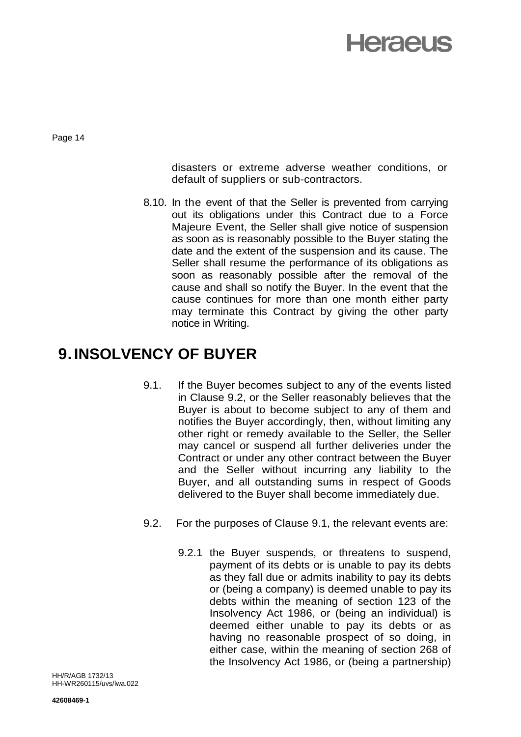disasters or extreme adverse weather conditions, or default of suppliers or sub-contractors.

8.10. In the event of that the Seller is prevented from carrying out its obligations under this Contract due to a Force Majeure Event, the Seller shall give notice of suspension as soon as is reasonably possible to the Buyer stating the date and the extent of the suspension and its cause. The Seller shall resume the performance of its obligations as soon as reasonably possible after the removal of the cause and shall so notify the Buyer. In the event that the cause continues for more than one month either party may terminate this Contract by giving the other party notice in Writing.

# 9. INSOLVENCY OF BUYER

9.1. If the Buyer becomes subject to any of the events listed in Clause 9.2, or the Seller reasonably believes that the Buyer is about to become subject to any of them and notifies the Buyer accordingly, then, without limiting any other right or remedy available to the Seller, the Seller may cancel or suspend all further deliveries under the Contract or under any other contract between the Buyer and the Seller without incurring any liability to the Buyer, and all outstanding sums in respect of Goods delivered to the Buyer shall become immediately due.

9.2. For the purposes of Clause 9.1, the relevant events are:

9.2.1 the Buyer suspends, or threatens to suspend, payment of its debts or is unable to pay its debts as they fall due or admits inability to pay its debts or (being a company) is deemed unable to pay its debts within the meaning of section 123 of the Insolvency Act 1986, or (being an individual) is deemed either unable to pay its debts or as having no reasonable prospect of so doing, in either case, within the meaning of section 268 of the Insolvency Act 1986, or (being a partnership)

HH/R/AGB 1732/13
HH-WR260115/uvs/lwa.022

**42608469-1**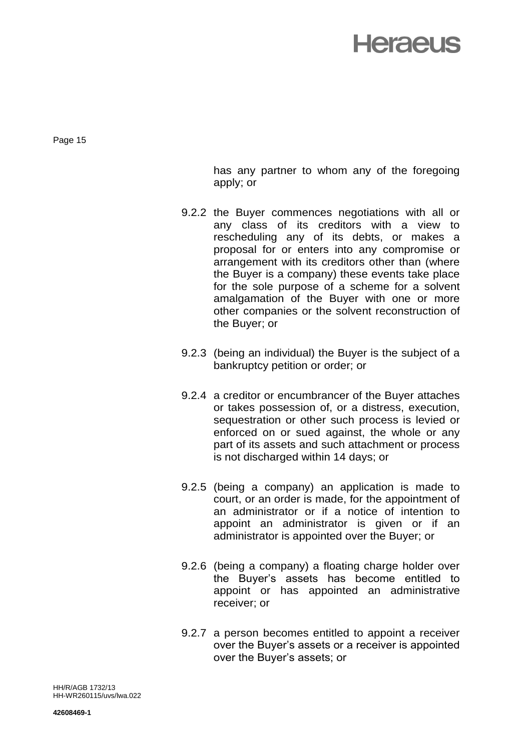has any partner to whom any of the foregoing apply; or

9.2.2 the Buyer commences negotiations with all or any class of its creditors with a view to rescheduling any of its debts, or makes a proposal for or enters into any compromise or arrangement with its creditors other than (where the Buyer is a company) these events take place for the sole purpose of a scheme for a solvent amalgamation of the Buyer with one or more other companies or the solvent reconstruction of the Buyer; or

9.2.3 (being an individual) the Buyer is the subject of a bankruptcy petition or order; or

9.2.4 a creditor or encumbrancer of the Buyer attaches or takes possession of, or a distress, execution, sequestration or other such process is levied or enforced on or sued against, the whole or any part of its assets and such attachment or process is not discharged within 14 days; or

9.2.5 (being a company) an application is made to court, or an order is made, for the appointment of an administrator or if a notice of intention to appoint an administrator is given or if an administrator is appointed over the Buyer; or

9.2.6 (being a company) a floating charge holder over the Buyer's assets has become entitled to appoint or has appointed an administrative receiver; or

9.2.7 a person becomes entitled to appoint a receiver over the Buyer's assets or a receiver is appointed over the Buyer's assets; or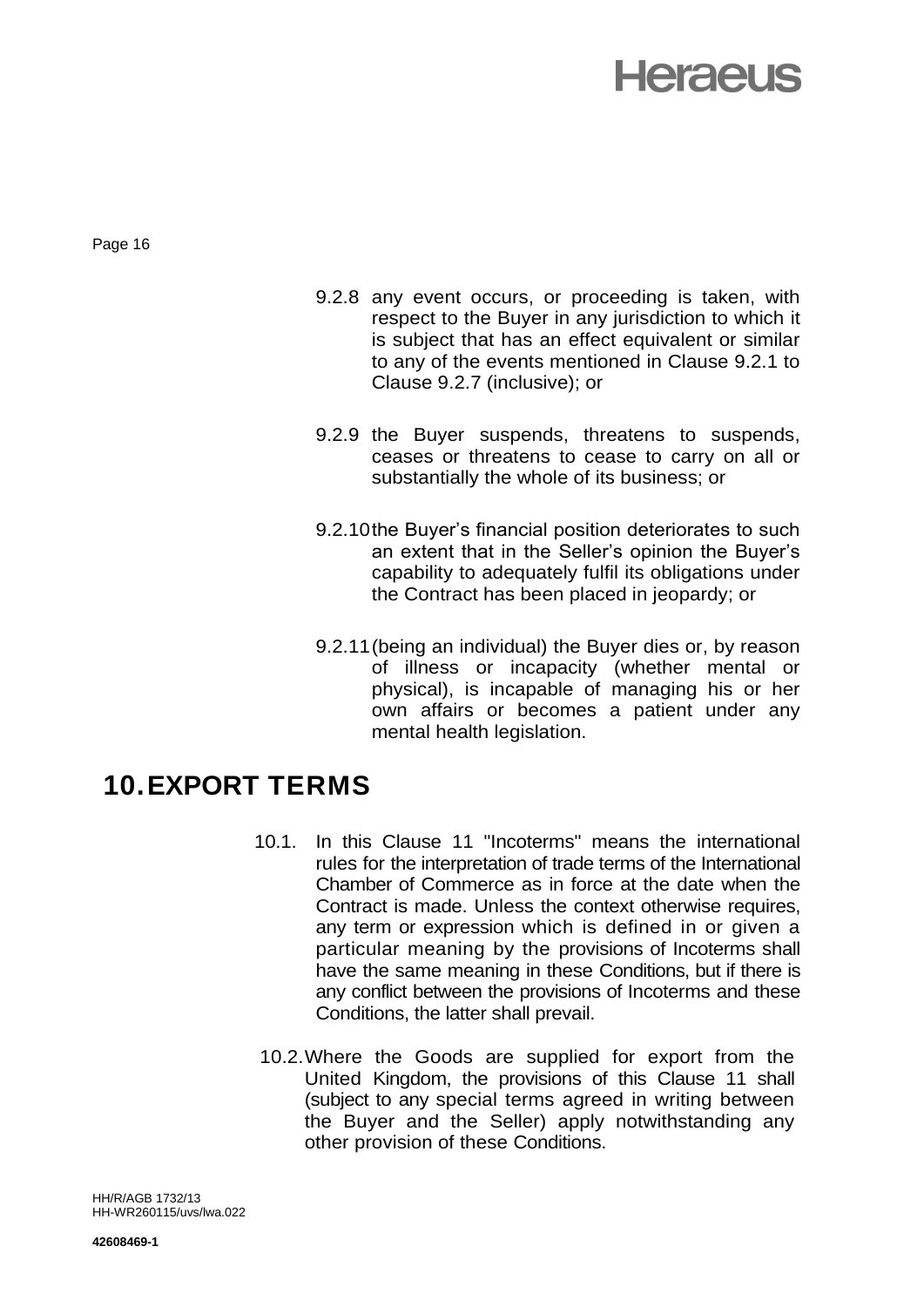9.2.8 any event occurs, or proceeding is taken, with respect to the Buyer in any jurisdiction to which it is subject that has an effect equivalent or similar to any of the events mentioned in Clause 9.2.1 to Clause 9.2.7 (inclusive); or

9.2.9 the Buyer suspends, threatens to suspends, ceases or threatens to cease to carry on all or substantially the whole of its business; or

9.2.10 the Buyer's financial position deteriorates to such an extent that in the Seller's opinion the Buyer's capability to adequately fulfil its obligations under the Contract has been placed in jeopardy; or

9.2.11 (being an individual) the Buyer dies or, by reason of illness or incapacity (whether mental or physical), is incapable of managing his or her own affairs or becomes a patient under any mental health legislation.

# 10. EXPORT TERMS

10.1. In this Clause 11 "Incoterms" means the international rules for the interpretation of trade terms of the International Chamber of Commerce as in force at the date when the Contract is made. Unless the context otherwise requires, any term or expression which is defined in or given a particular meaning by the provisions of Incoterms shall have the same meaning in these Conditions, but if there is any conflict between the provisions of Incoterms and these Conditions, the latter shall prevail.

10.2. Where the Goods are supplied for export from the United Kingdom, the provisions of this Clause 11 shall (subject to any special terms agreed in writing between the Buyer and the Seller) apply notwithstanding any other provision of these Conditions.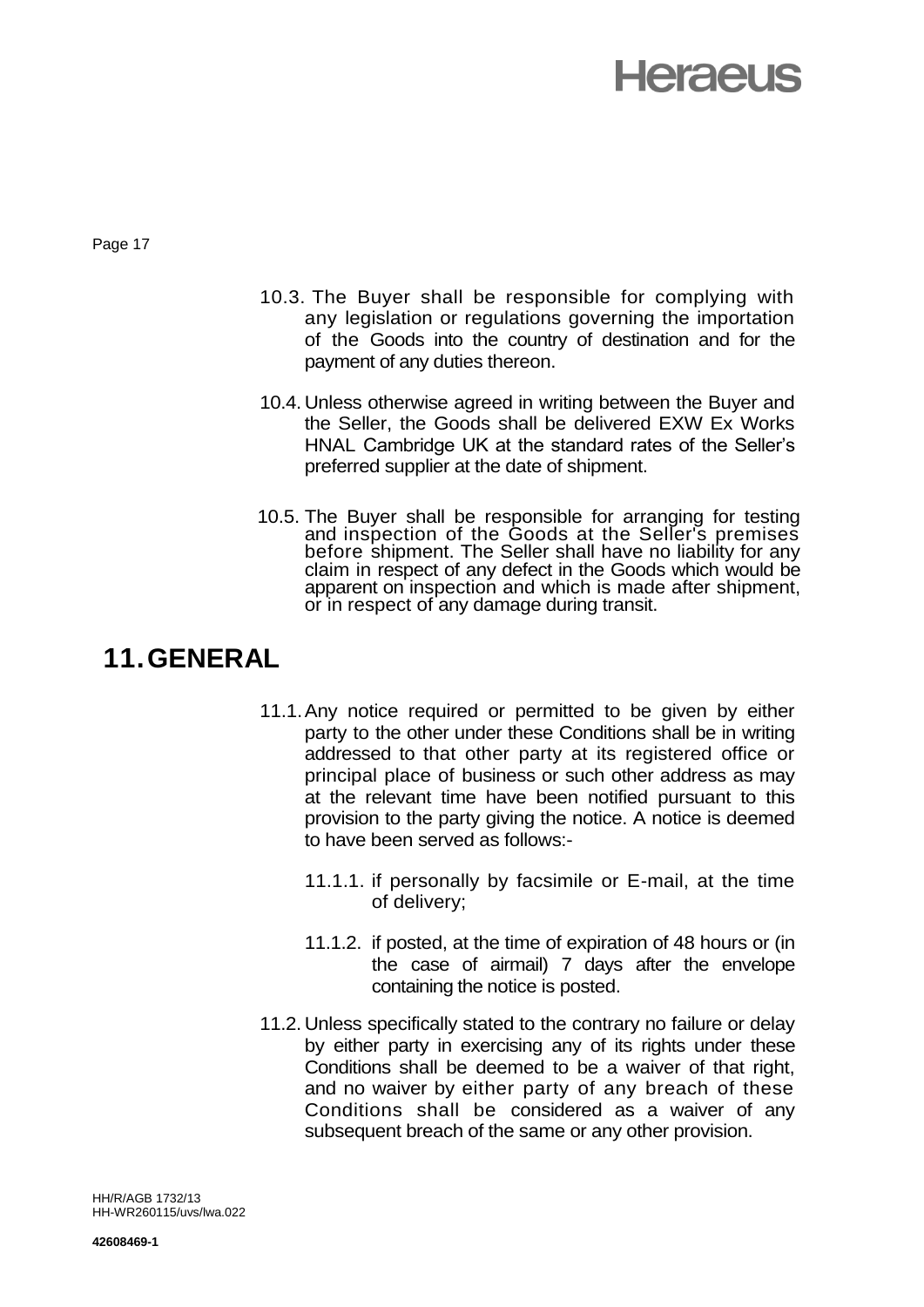10.3. The Buyer shall be responsible for complying with any legislation or regulations governing the importation of the Goods into the country of destination and for the payment of any duties thereon.

10.4. Unless otherwise agreed in writing between the Buyer and the Seller, the Goods shall be delivered EXW Ex Works HNAL Cambridge UK at the standard rates of the Seller's preferred supplier at the date of shipment.

10.5. The Buyer shall be responsible for arranging for testing and inspection of the Goods at the Seller's premises before shipment. The Seller shall have no liability for any claim in respect of any defect in the Goods which would be apparent on inspection and which is made after shipment, or in respect of any damage during transit.

## 11. GENERAL

11.1. Any notice required or permitted to be given by either party to the other under these Conditions shall be in writing addressed to that other party at its registered office or principal place of business or such other address as may at the relevant time have been notified pursuant to this provision to the party giving the notice. A notice is deemed to have been served as follows:-

11.1.1. if personally by facsimile or E-mail, at the time of delivery;

11.1.2. if posted, at the time of expiration of 48 hours or (in the case of airmail) 7 days after the envelope containing the notice is posted.

11.2. Unless specifically stated to the contrary no failure or delay by either party in exercising any of its rights under these Conditions shall be deemed to be a waiver of that right, and no waiver by either party of any breach of these Conditions shall be considered as a waiver of any subsequent breach of the same or any other provision.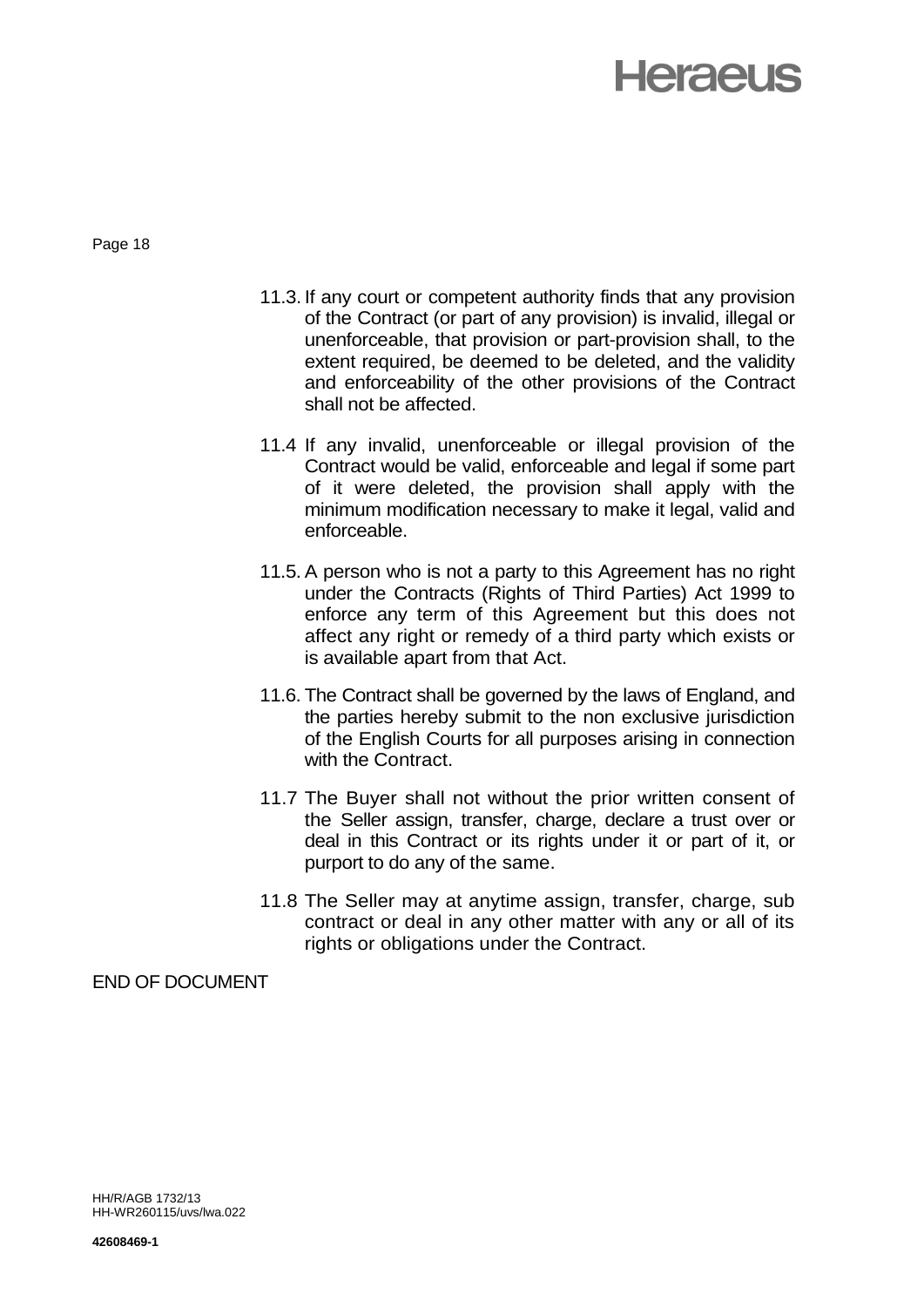11.3. If any court or competent authority finds that any provision of the Contract (or part of any provision) is invalid, illegal or unenforceable, that provision or part-provision shall, to the extent required, be deemed to be deleted, and the validity and enforceability of the other provisions of the Contract shall not be affected.

11.4 If any invalid, unenforceable or illegal provision of the Contract would be valid, enforceable and legal if some part of it were deleted, the provision shall apply with the minimum modification necessary to make it legal, valid and enforceable.

11.5. A person who is not a party to this Agreement has no right under the Contracts (Rights of Third Parties) Act 1999 to enforce any term of this Agreement but this does not affect any right or remedy of a third party which exists or is available apart from that Act.

11.6. The Contract shall be governed by the laws of England, and the parties hereby submit to the non exclusive jurisdiction of the English Courts for all purposes arising in connection with the Contract.

11.7 The Buyer shall not without the prior written consent of the Seller assign, transfer, charge, declare a trust over or deal in this Contract or its rights under it or part of it, or purport to do any of the same.

11.8 The Seller may at anytime assign, transfer, charge, sub contract or deal in any other matter with any or all of its rights or obligations under the Contract.

END OF DOCUMENT

HH/R/AGB 1732/13
HH-WR260115/uvs/lwa.022

**42608469-1**